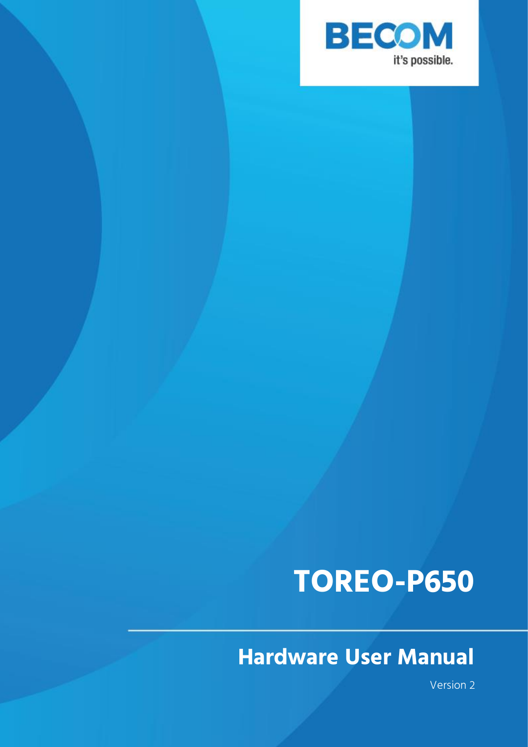BECOM

it's possible.

# TOREO-P650

## Hardware User Manual

Version 2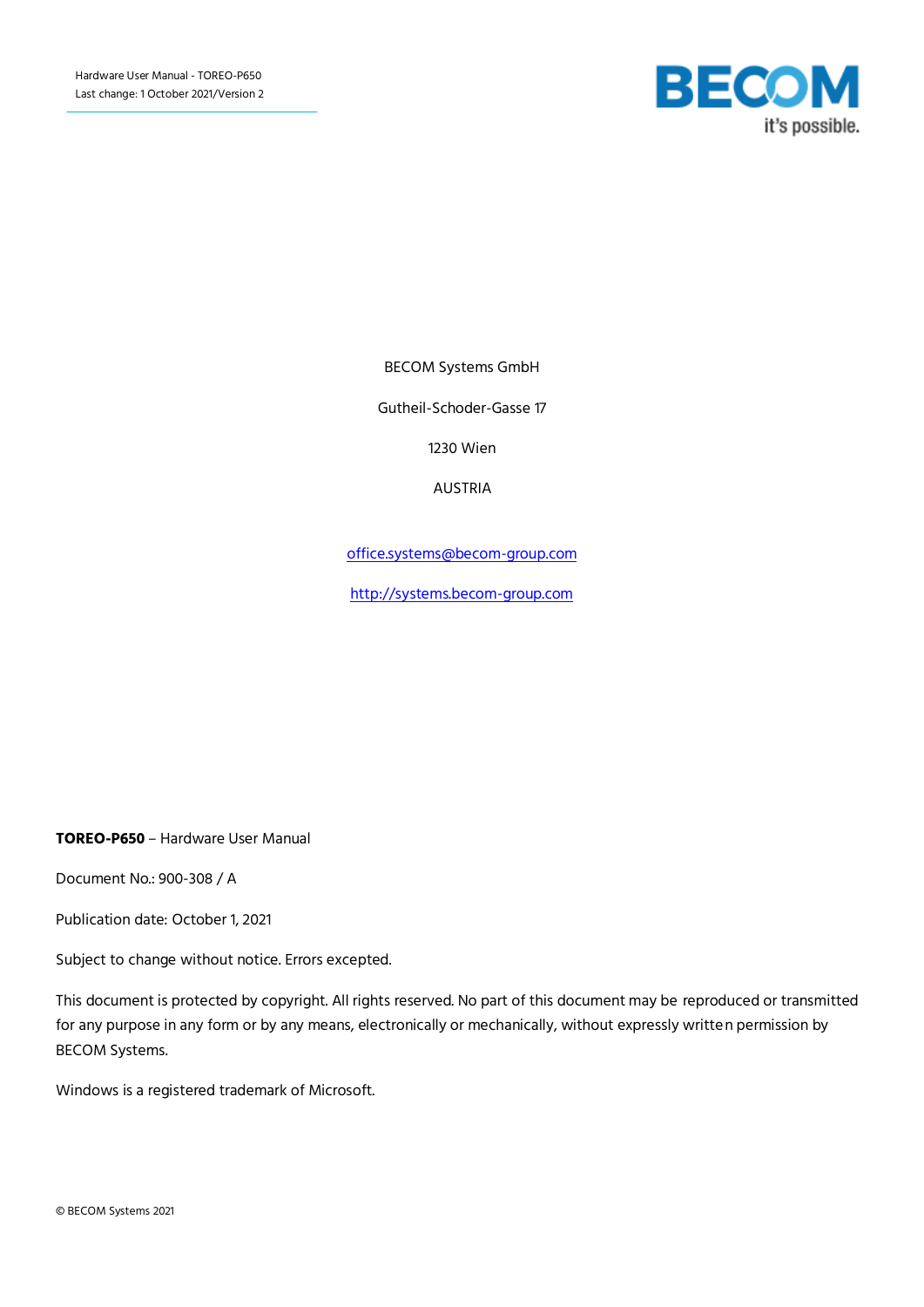BECOM Systems GmbH

Gutheil-Schoder-Gasse 17

1230 Wien

AUSTRIA

[office.systems@becom-group.com](mailto:office.systems@becom-group.com)

[http://systems.becom-group.com](http://systems.becom-group.com)

**TOREO-P650** – Hardware User Manual

Document No.: 900-308 / A

Publication date: October 1, 2021

Subject to change without notice. Errors excepted.

This document is protected by copyright. All rights reserved. No part of this document may be reproduced or transmitted for any purpose in any form or by any means, electronically or mechanically, without expressly written permission by BECOM Systems.

Windows is a registered trademark of Microsoft.

© BECOM Systems 2021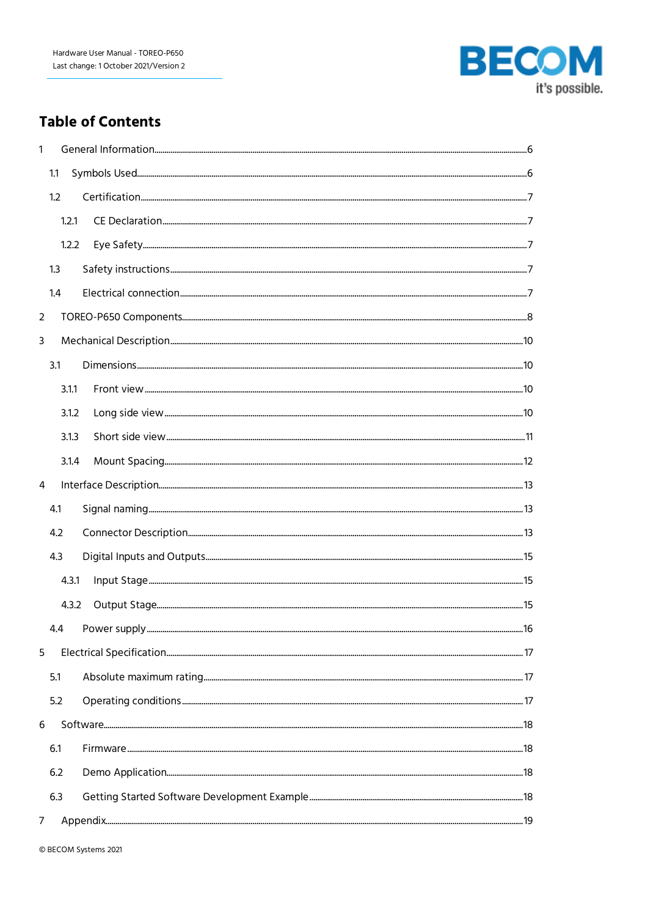# Table of Contents

1 General Information ........................................................................................................ 6

1.1 Symbols Used .................................................................................................................. 6

1.2 Certification .................................................................................................................... 7

1.2.1 CE Declaration ............................................................................................................ 7

1.2.2 Eye Safety ................................................................................................................... 7

1.3 Safety instructions ........................................................................................................... 7

1.4 Electrical connection ....................................................................................................... 7

2 TOREO-P650 Components ............................................................................................... 8

3 Mechanical Description ................................................................................................... 10

3.1 Dimensions .................................................................................................................... 10

3.1.1 Front view ................................................................................................................. 10

3.1.2 Long side view ........................................................................................................... 10

3.1.3 Short side view .......................................................................................................... 11

3.1.4 Mount Spacing ........................................................................................................... 12

4 Interface Description ...................................................................................................... 13

4.1 Signal naming ................................................................................................................ 13

4.2 Connector Description ................................................................................................... 13

4.3 Digital Inputs and Outputs ............................................................................................. 15

4.3.1 Input Stage ................................................................................................................ 15

4.3.2 Output Stage .............................................................................................................. 15

4.4 Power supply .................................................................................................................. 16

5 Electrical Specification .................................................................................................... 17

5.1 Absolute maximum rating .............................................................................................. 17

5.2 Operating conditions ..................................................................................................... 17

6 Software .......................................................................................................................... 18

6.1 Firmware ....................................................................................................................... 18

6.2 Demo Application .......................................................................................................... 18

6.3 Getting Started Software Development Example .......................................................... 18

7 Appendix ......................................................................................................................... 19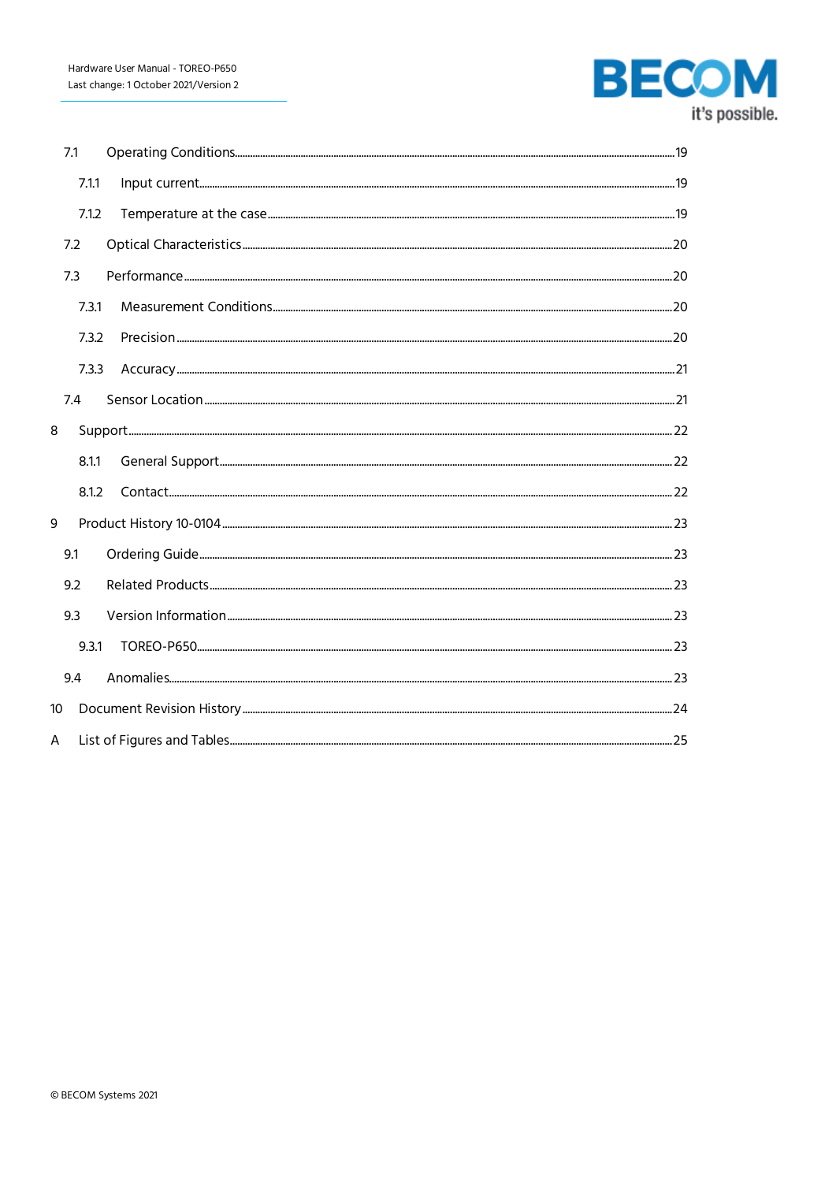7.1 Operating Conditions ... 19

7.1.1 Input current ... 19

7.1.2 Temperature at the case ... 19

7.2 Optical Characteristics ... 20

7.3 Performance ... 20

7.3.1 Measurement Conditions ... 20

7.3.2 Precision ... 20

7.3.3 Accuracy ... 21

7.4 Sensor Location ... 21

8 Support ... 22

8.1.1 General Support ... 22

8.1.2 Contact ... 22

9 Product History 10-0104 ... 23

9.1 Ordering Guide ... 23

9.2 Related Products ... 23

9.3 Version Information ... 23

9.3.1 TOREO-P650 ... 23

9.4 Anomalies ... 23

10 Document Revision History ... 24

A List of Figures and Tables ... 25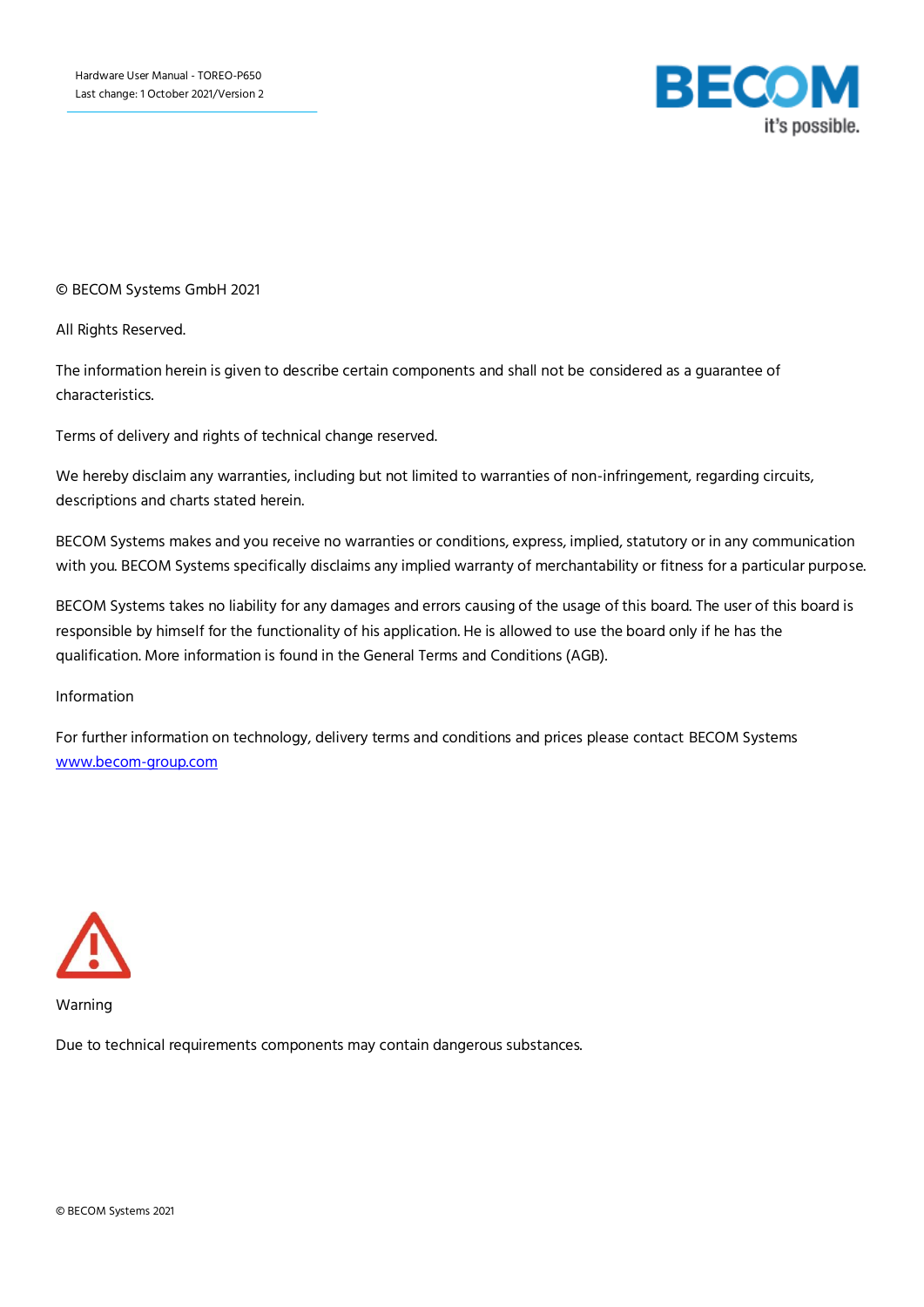© BECOM Systems GmbH 2021

All Rights Reserved.

The information herein is given to describe certain components and shall not be considered as a guarantee of characteristics.

Terms of delivery and rights of technical change reserved.

We hereby disclaim any warranties, including but not limited to warranties of non-infringement, regarding circuits, descriptions and charts stated herein.

BECOM Systems makes and you receive no warranties or conditions, express, implied, statutory or in any communication with you. BECOM Systems specifically disclaims any implied warranty of merchantability or fitness for a particular purpose.

BECOM Systems takes no liability for any damages and errors causing of the usage of this board. The user of this board is responsible by himself for the functionality of his application. He is allowed to use the board only if he has the qualification. More information is found in the General Terms and Conditions (AGB).

Information

For further information on technology, delivery terms and conditions and prices please contact BECOM Systems [www.becom-group.com](http://www.becom-group.com)

Warning

Due to technical requirements components may contain dangerous substances.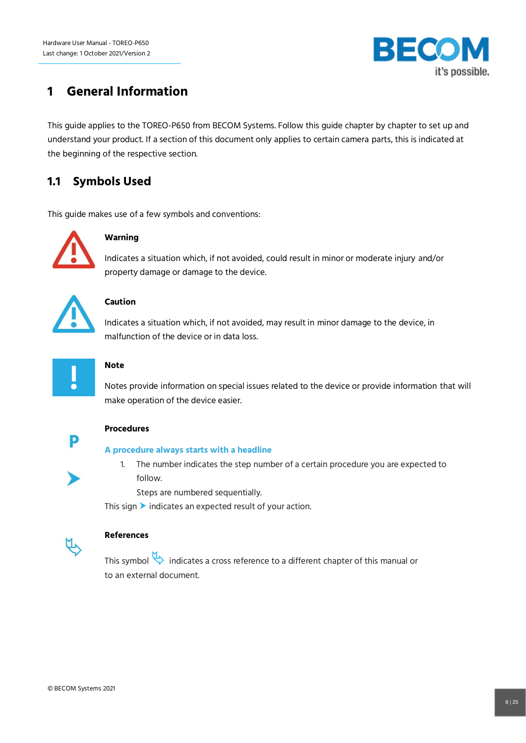# 1 General Information

This guide applies to the TOREO-P650 from BECOM Systems. Follow this guide chapter by chapter to set up and understand your product. If a section of this document only applies to certain camera parts, this is indicated at the beginning of the respective section.

## 1.1 Symbols Used

This guide makes use of a few symbols and conventions:

**Warning**

Indicates a situation which, if not avoided, could result in minor or moderate injury and/or property damage or damage to the device.

**Caution**

Indicates a situation which, if not avoided, may result in minor damage to the device, in malfunction of the device or in data loss.

**Note**

Notes provide information on special issues related to the device or provide information that will make operation of the device easier.

**Procedures**

**A procedure always starts with a headline**

1. The number indicates the step number of a certain procedure you are expected to follow.
   Steps are numbered sequentially.

This sign ➤ indicates an expected result of your action.

**References**

This symbol indicates a cross reference to a different chapter of this manual or to an external document.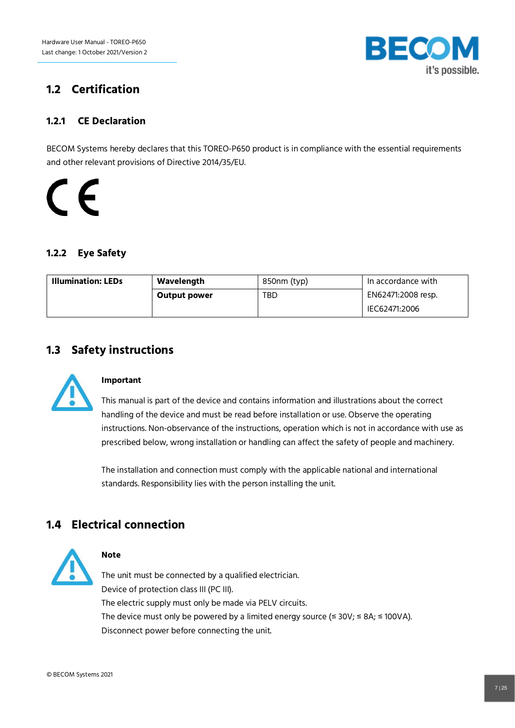## 1.2 Certification

### 1.2.1 CE Declaration

BECOM Systems hereby declares that this TOREO-P650 product is in compliance with the essential requirements and other relevant provisions of Directive 2014/35/EU.

### 1.2.2 Eye Safety

| Illumination: LEDs | Wavelength | 850nm (typ) | In accordance with EN62471:2008 resp. IEC62471:2006 |
|---|---|---|---|
| | Output power | TBD | |

## 1.3 Safety instructions

**Important**

This manual is part of the device and contains information and illustrations about the correct handling of the device and must be read before installation or use. Observe the operating instructions. Non-observance of the instructions, operation which is not in accordance with use as prescribed below, wrong installation or handling can affect the safety of people and machinery.

The installation and connection must comply with the applicable national and international standards. Responsibility lies with the person installing the unit.

## 1.4 Electrical connection

**Note**

The unit must be connected by a qualified electrician.
Device of protection class III (PC III).
The electric supply must only be made via PELV circuits.
The device must only be powered by a limited energy source (≤ 30V; ≤ 8A; ≤ 100VA).
Disconnect power before connecting the unit.

© BECOM Systems 2021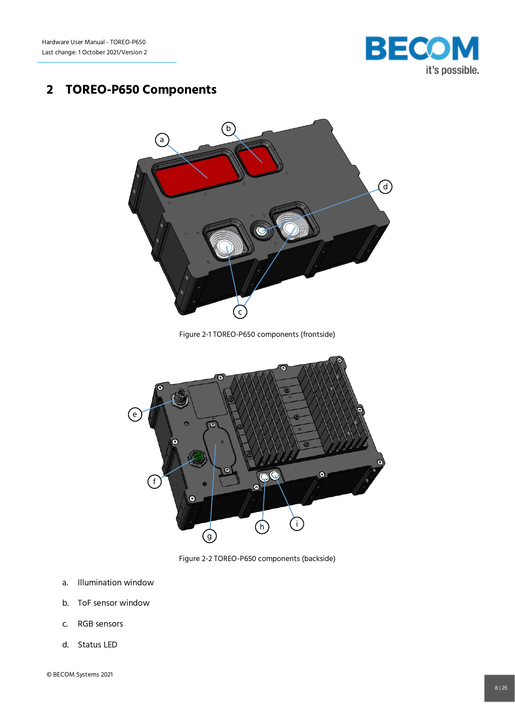## 2 TOREO-P650 Components

Figure 2-1 TOREO-P650 components (frontside)

Figure 2-2 TOREO-P650 components (backside)

a. Illumination window

b. ToF sensor window

c. RGB sensors

d. Status LED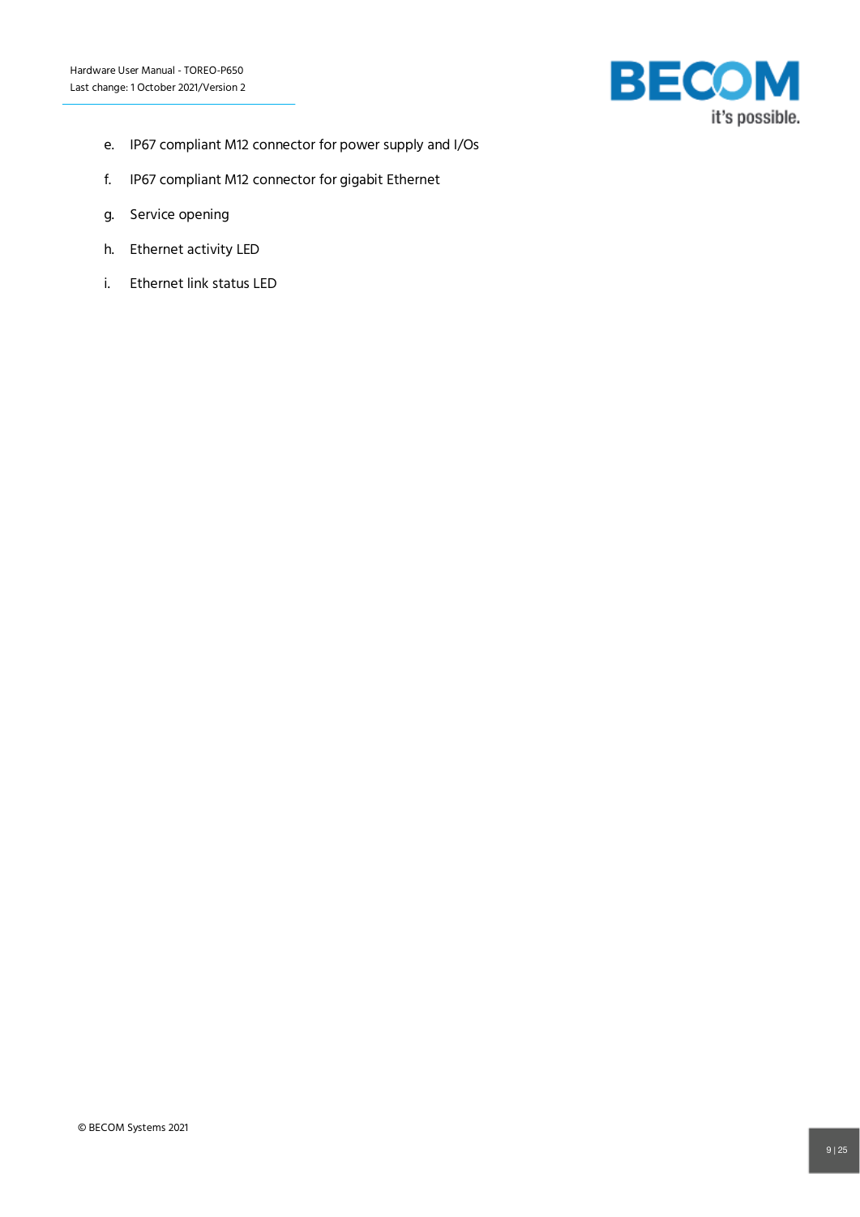e. IP67 compliant M12 connector for power supply and I/Os
f. IP67 compliant M12 connector for gigabit Ethernet
g. Service opening
h. Ethernet activity LED
i. Ethernet link status LED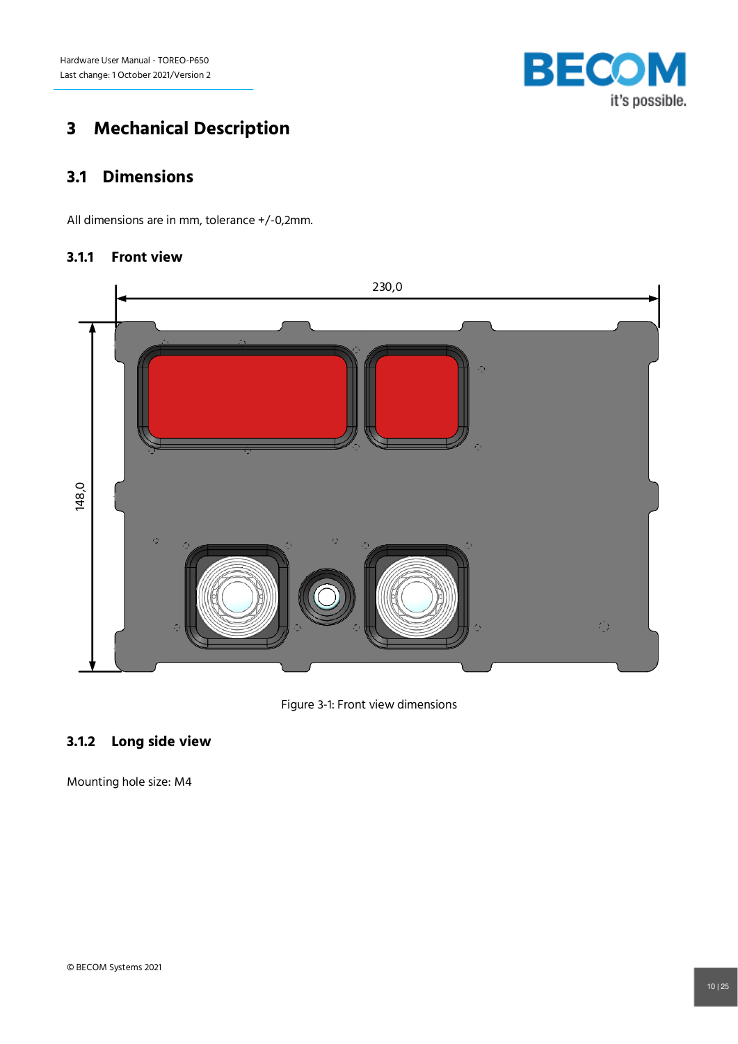# 3 Mechanical Description

## 3.1 Dimensions

All dimensions are in mm, tolerance +/-0,2mm.

### 3.1.1 Front view

Figure 3-1: Front view dimensions

### 3.1.2 Long side view

Mounting hole size: M4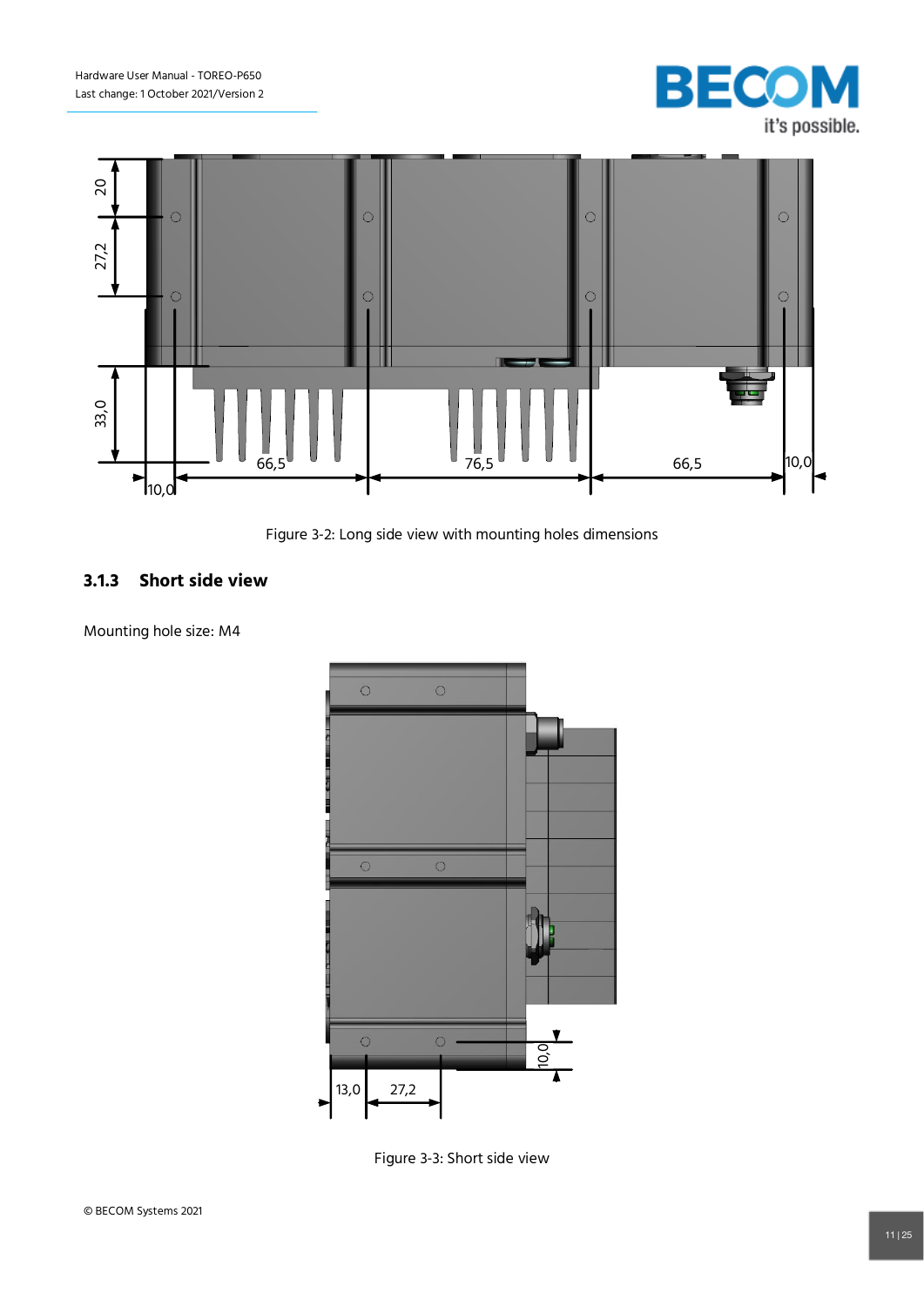Figure 3-2: Long side view with mounting holes dimensions

### 3.1.3 Short side view

Mounting hole size: M4

Figure 3-3: Short side view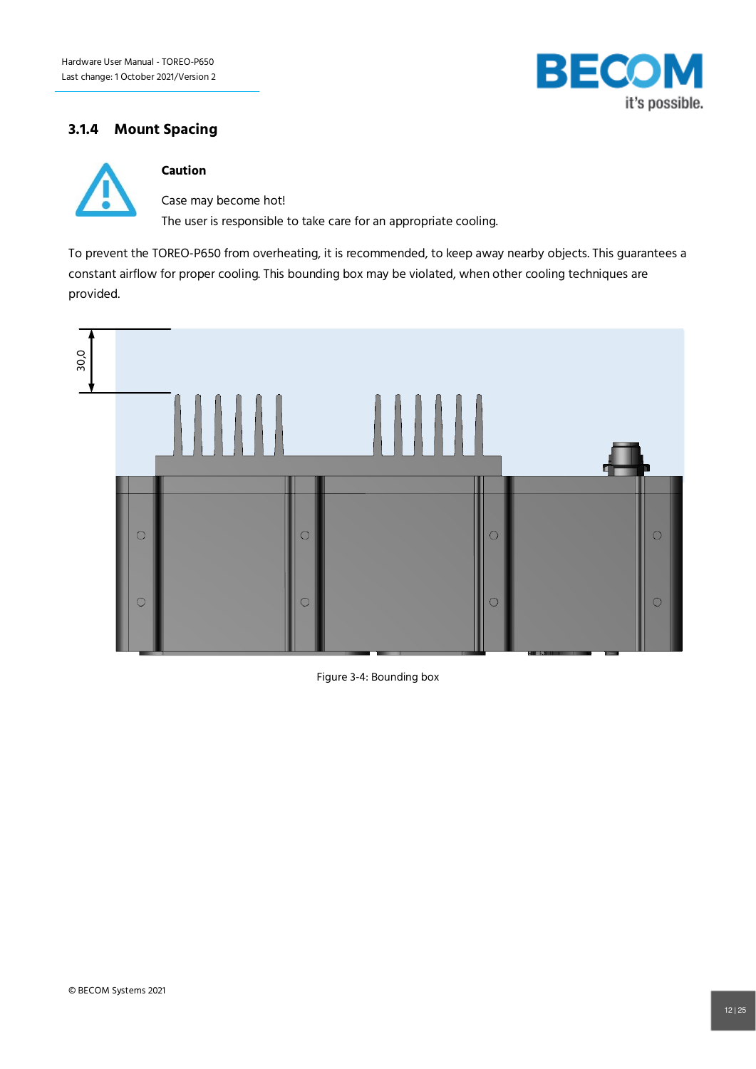### 3.1.4 Mount Spacing

**Caution**

Case may become hot!
The user is responsible to take care for an appropriate cooling.

To prevent the TOREO-P650 from overheating, it is recommended, to keep away nearby objects. This guarantees a constant airflow for proper cooling. This bounding box may be violated, when other cooling techniques are provided.

Figure 3-4: Bounding box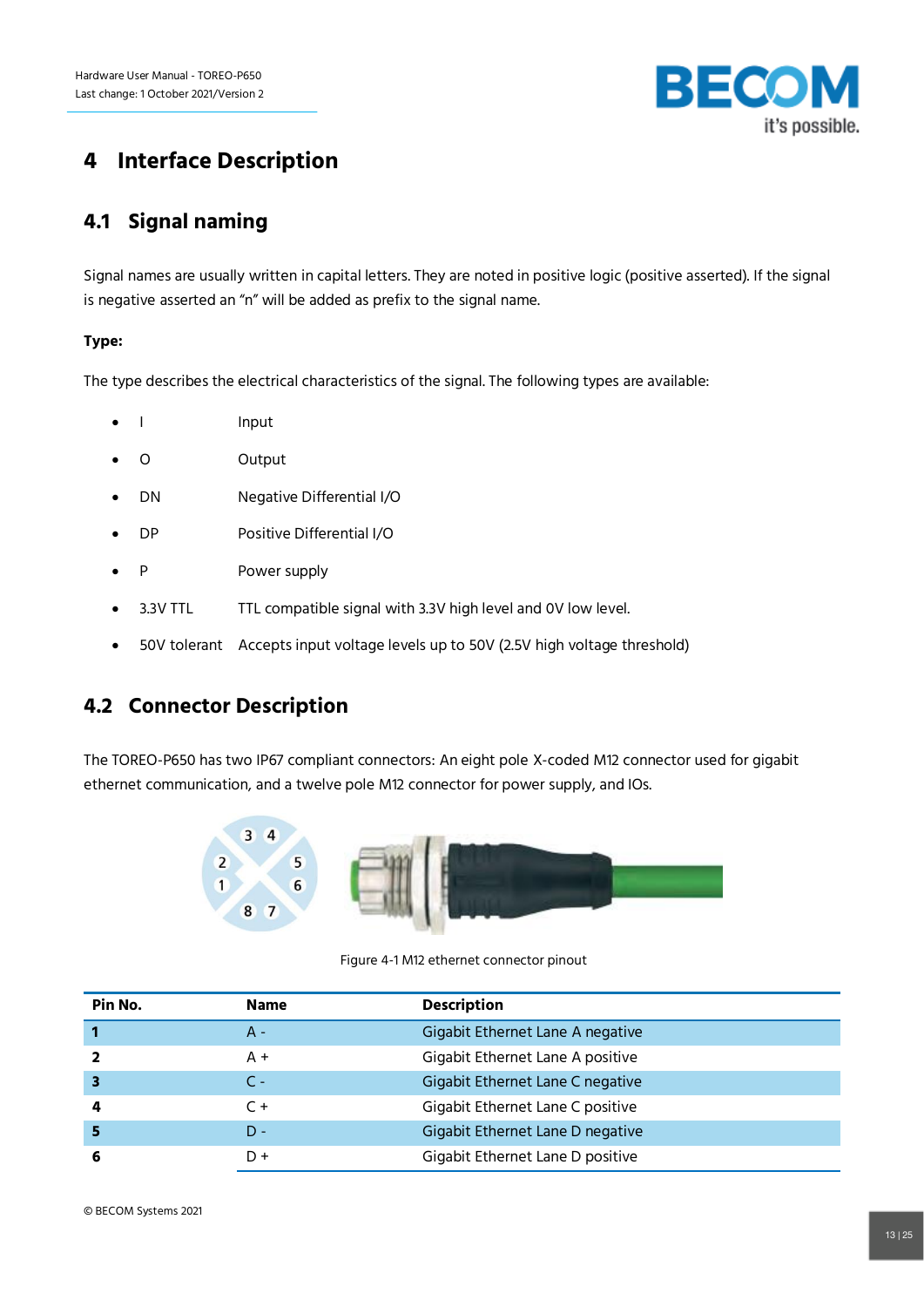# 4 Interface Description

## 4.1 Signal naming

Signal names are usually written in capital letters. They are noted in positive logic (positive asserted). If the signal is negative asserted an "n" will be added as prefix to the signal name.

**Type:**

The type describes the electrical characteristics of the signal. The following types are available:

- I Input
- O Output
- DN Negative Differential I/O
- DP Positive Differential I/O
- P Power supply
- 3.3V TTL TTL compatible signal with 3.3V high level and 0V low level.
- 50V tolerant Accepts input voltage levels up to 50V (2.5V high voltage threshold)

## 4.2 Connector Description

The TOREO-P650 has two IP67 compliant connectors: An eight pole X-coded M12 connector used for gigabit ethernet communication, and a twelve pole M12 connector for power supply, and IOs.

Figure 4-1 M12 ethernet connector pinout

| Pin No. | Name | Description |
|---|---|---|
| **1** | A - | Gigabit Ethernet Lane A negative |
| **2** | A + | Gigabit Ethernet Lane A positive |
| **3** | C - | Gigabit Ethernet Lane C negative |
| **4** | C + | Gigabit Ethernet Lane C positive |
| **5** | D - | Gigabit Ethernet Lane D negative |
| **6** | D + | Gigabit Ethernet Lane D positive |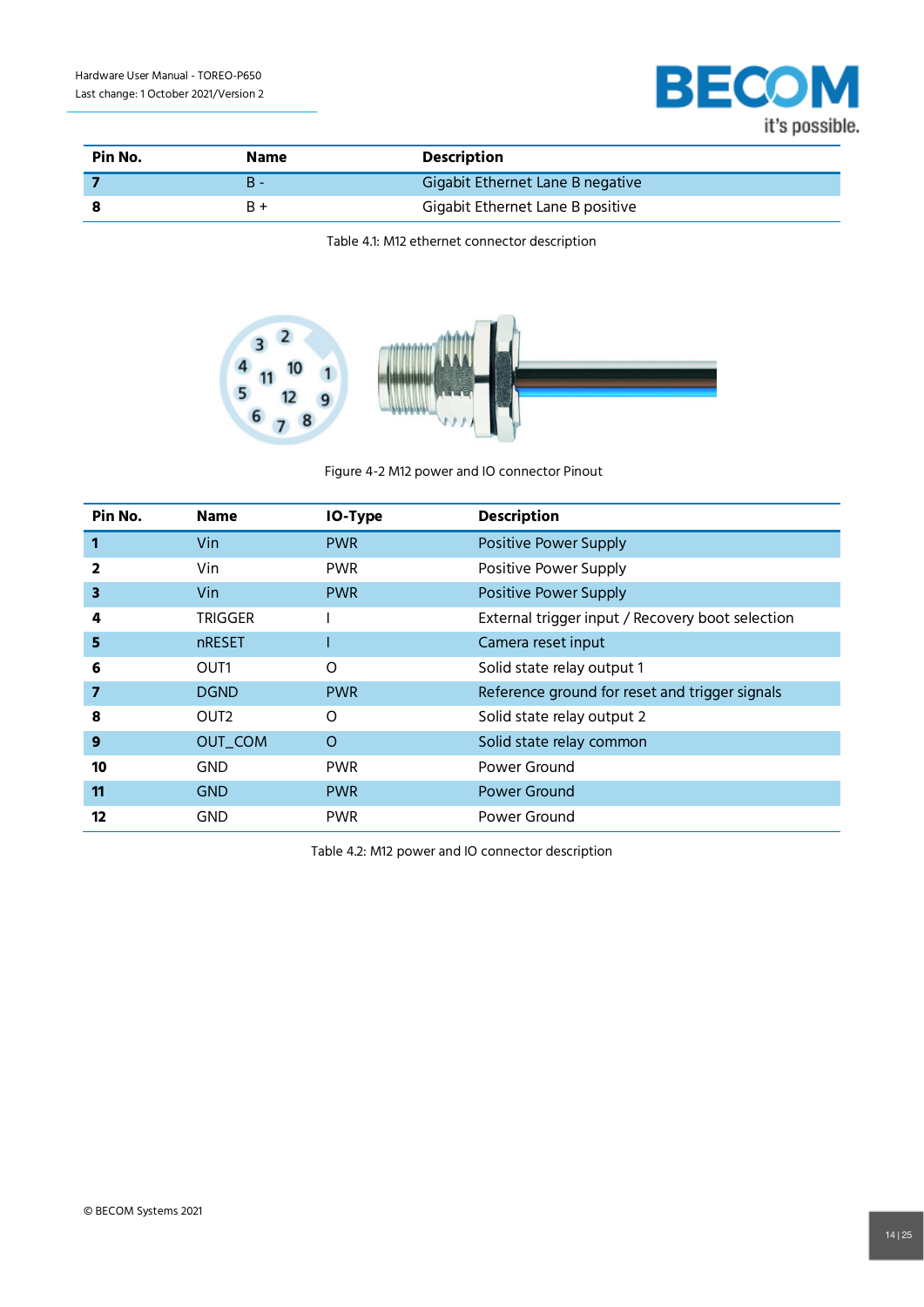| Pin No. | Name | Description |
|---|---|---|
| **7** | B - | Gigabit Ethernet Lane B negative |
| **8** | B + | Gigabit Ethernet Lane B positive |

Table 4.1: M12 ethernet connector description

Figure 4-2 M12 power and IO connector Pinout

| Pin No. | Name | IO-Type | Description |
|---|---|---|---|
| **1** | Vin | PWR | Positive Power Supply |
| **2** | Vin | PWR | Positive Power Supply |
| **3** | Vin | PWR | Positive Power Supply |
| **4** | TRIGGER | I | External trigger input / Recovery boot selection |
| **5** | nRESET | I | Camera reset input |
| **6** | OUT1 | O | Solid state relay output 1 |
| **7** | DGND | PWR | Reference ground for reset and trigger signals |
| **8** | OUT2 | O | Solid state relay output 2 |
| **9** | OUT_COM | O | Solid state relay common |
| **10** | GND | PWR | Power Ground |
| **11** | GND | PWR | Power Ground |
| **12** | GND | PWR | Power Ground |

Table 4.2: M12 power and IO connector description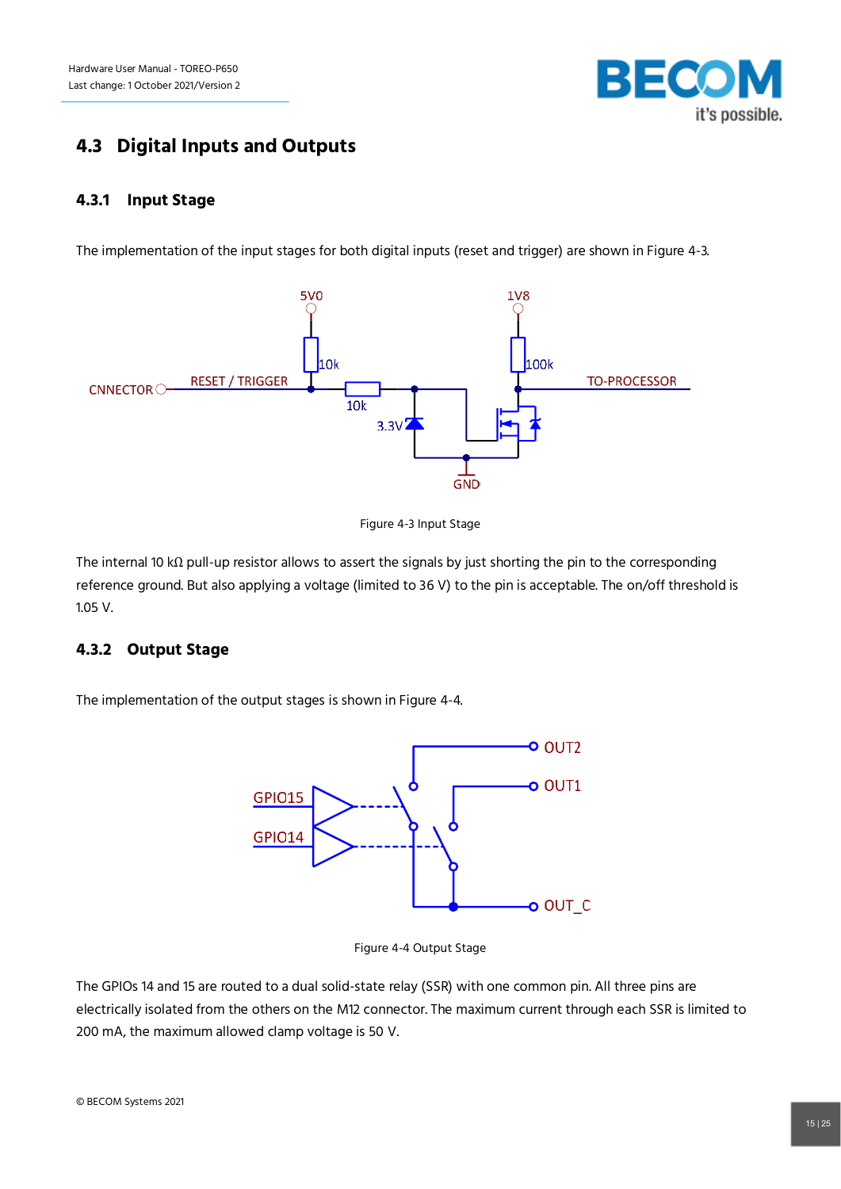## 4.3 Digital Inputs and Outputs

### 4.3.1 Input Stage

The implementation of the input stages for both digital inputs (reset and trigger) are shown in Figure 4-3.

Figure 4-3 Input Stage

The internal 10 kΩ pull-up resistor allows to assert the signals by just shorting the pin to the corresponding reference ground. But also applying a voltage (limited to 36 V) to the pin is acceptable. The on/off threshold is 1.05 V.

### 4.3.2 Output Stage

The implementation of the output stages is shown in Figure 4-4.

Figure 4-4 Output Stage

The GPIOs 14 and 15 are routed to a dual solid-state relay (SSR) with one common pin. All three pins are electrically isolated from the others on the M12 connector. The maximum current through each SSR is limited to 200 mA, the maximum allowed clamp voltage is 50 V.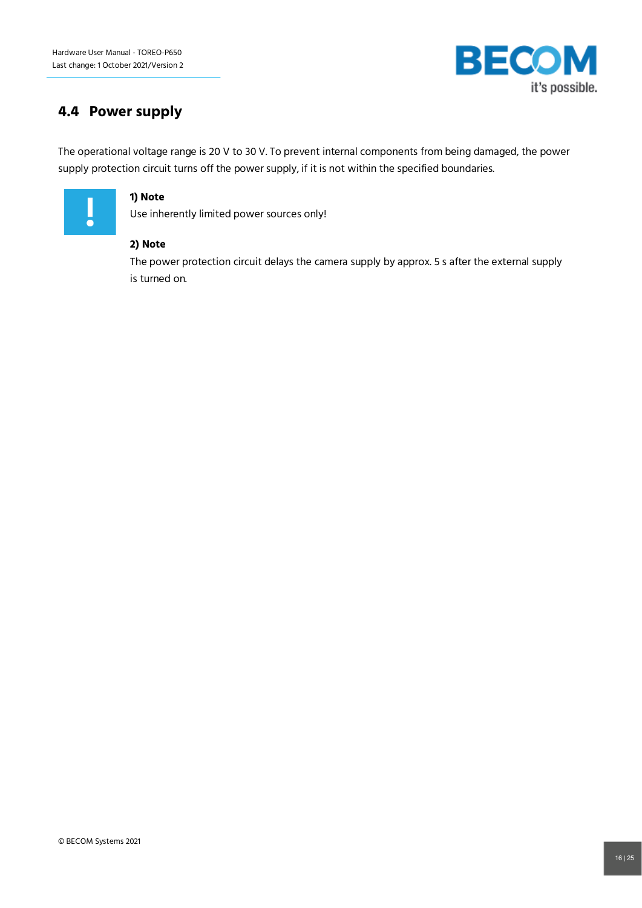## 4.4 Power supply

The operational voltage range is 20 V to 30 V. To prevent internal components from being damaged, the power supply protection circuit turns off the power supply, if it is not within the specified boundaries.

**1) Note**

Use inherently limited power sources only!

**2) Note**

The power protection circuit delays the camera supply by approx. 5 s after the external supply is turned on.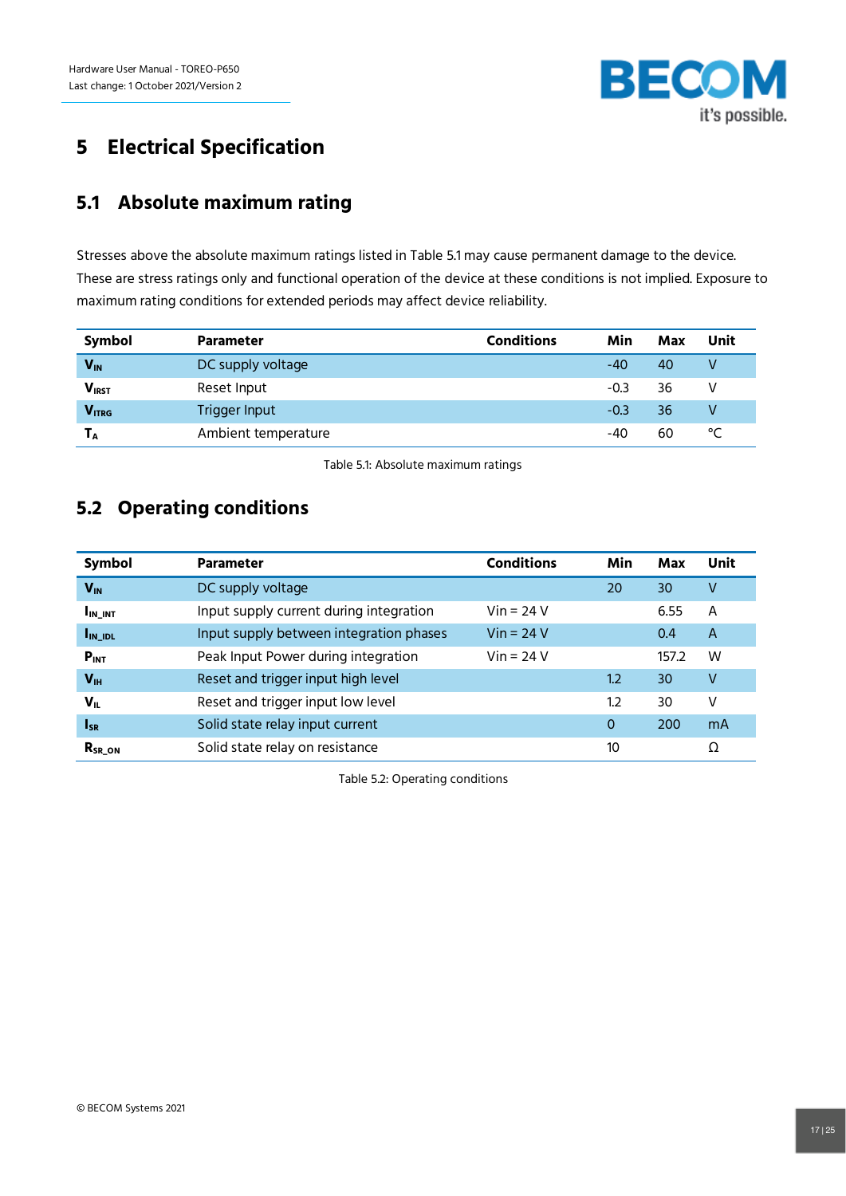# 5 Electrical Specification

## 5.1 Absolute maximum rating

Stresses above the absolute maximum ratings listed in Table 5.1 may cause permanent damage to the device. These are stress ratings only and functional operation of the device at these conditions is not implied. Exposure to maximum rating conditions for extended periods may affect device reliability.

| Symbol | Parameter | Conditions | Min | Max | Unit |
|---|---|---|---|---|---|
| $V_{IN}$ | DC supply voltage | | -40 | 40 | V |
| $V_{IRST}$ | Reset Input | | -0.3 | 36 | V |
| $V_{ITRG}$ | Trigger Input | | -0.3 | 36 | V |
| $T_A$ | Ambient temperature | | -40 | 60 | °C |

Table 5.1: Absolute maximum ratings

## 5.2 Operating conditions

| Symbol | Parameter | Conditions | Min | Max | Unit |
|---|---|---|---|---|---|
| $V_{IN}$ | DC supply voltage | | 20 | 30 | V |
| $I_{IN\_INT}$ | Input supply current during integration | Vin = 24 V | | 6.55 | A |
| $I_{IN\_IDL}$ | Input supply between integration phases | Vin = 24 V | | 0.4 | A |
| $P_{INT}$ | Peak Input Power during integration | Vin = 24 V | | 157.2 | W |
| $V_{IH}$ | Reset and trigger input high level | | 1.2 | 30 | V |
| $V_{IL}$ | Reset and trigger input low level | | 1.2 | 30 | V |
| $I_{SR}$ | Solid state relay input current | | 0 | 200 | mA |
| $R_{SR\_ON}$ | Solid state relay on resistance | | 10 | | Ω |

Table 5.2: Operating conditions

© BECOM Systems 2021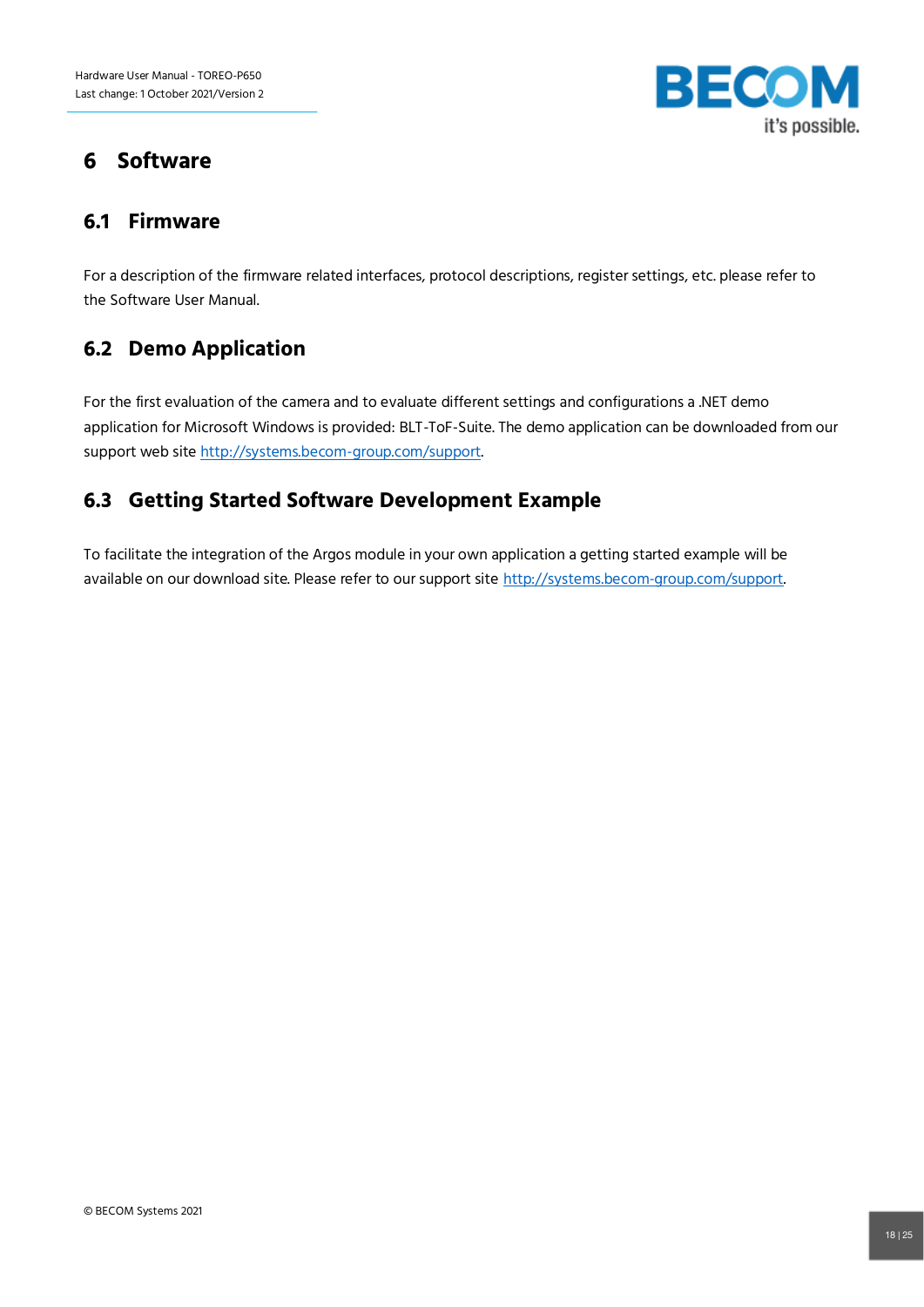# 6 Software

## 6.1 Firmware

For a description of the firmware related interfaces, protocol descriptions, register settings, etc. please refer to the Software User Manual.

## 6.2 Demo Application

For the first evaluation of the camera and to evaluate different settings and configurations a .NET demo application for Microsoft Windows is provided: BLT-ToF-Suite. The demo application can be downloaded from our support web site http://systems.becom-group.com/support.

## 6.3 Getting Started Software Development Example

To facilitate the integration of the Argos module in your own application a getting started example will be available on our download site. Please refer to our support site http://systems.becom-group.com/support.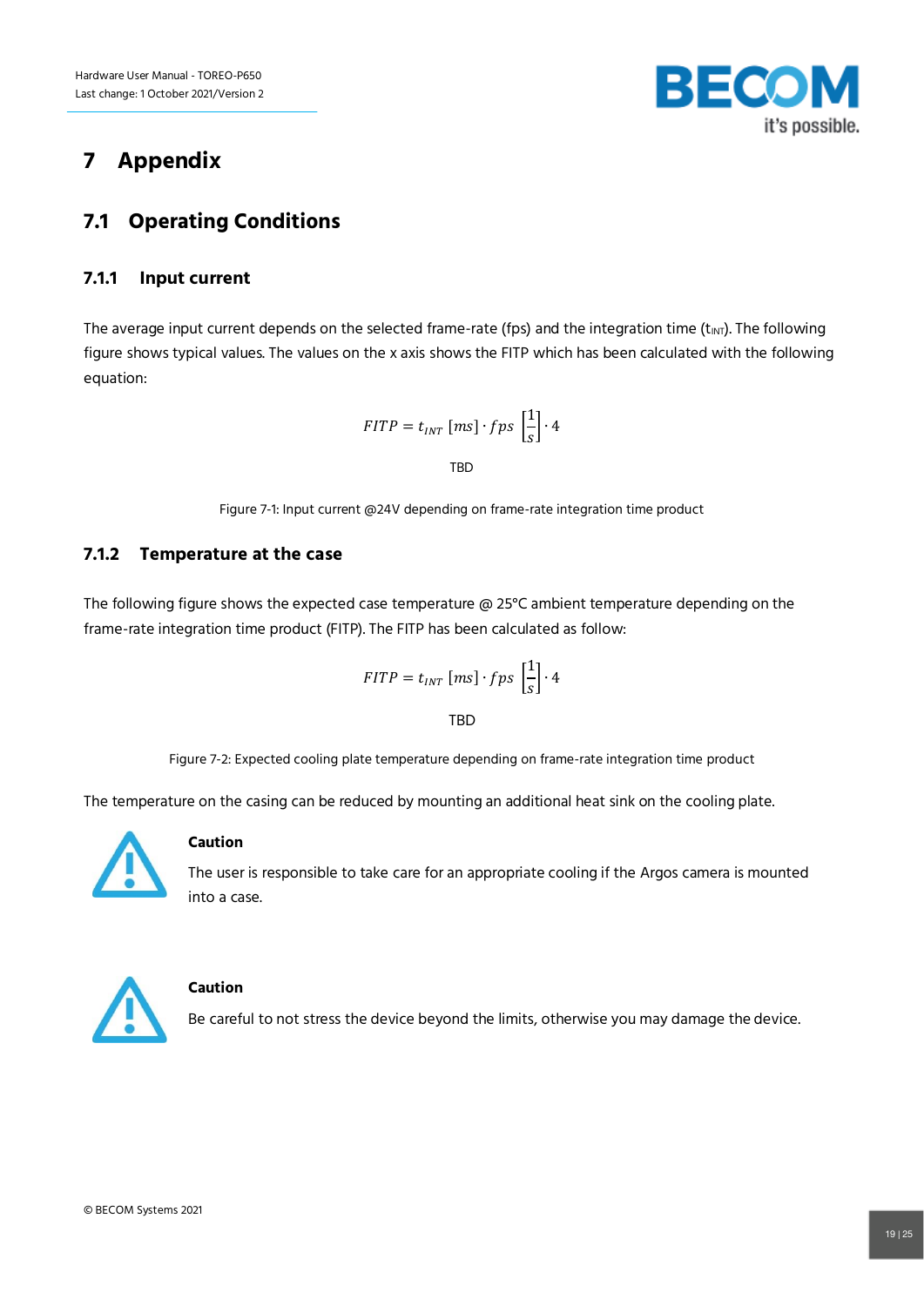# 7 Appendix

## 7.1 Operating Conditions

### 7.1.1 Input current

The average input current depends on the selected frame-rate (fps) and the integration time ($t_{INT}$). The following figure shows typical values. The values on the x axis shows the FITP which has been calculated with the following equation:

$$FITP = t_{INT}\ [ms] \cdot fps\ \left[\frac{1}{s}\right] \cdot 4$$

TBD

Figure 7-1: Input current @24V depending on frame-rate integration time product

### 7.1.2 Temperature at the case

The following figure shows the expected case temperature @ 25°C ambient temperature depending on the frame-rate integration time product (FITP). The FITP has been calculated as follow:

$$FITP = t_{INT}\ [ms] \cdot fps\ \left[\frac{1}{s}\right] \cdot 4$$

TBD

Figure 7-2: Expected cooling plate temperature depending on frame-rate integration time product

The temperature on the casing can be reduced by mounting an additional heat sink on the cooling plate.

**Caution**

The user is responsible to take care for an appropriate cooling if the Argos camera is mounted into a case.

**Caution**

Be careful to not stress the device beyond the limits, otherwise you may damage the device.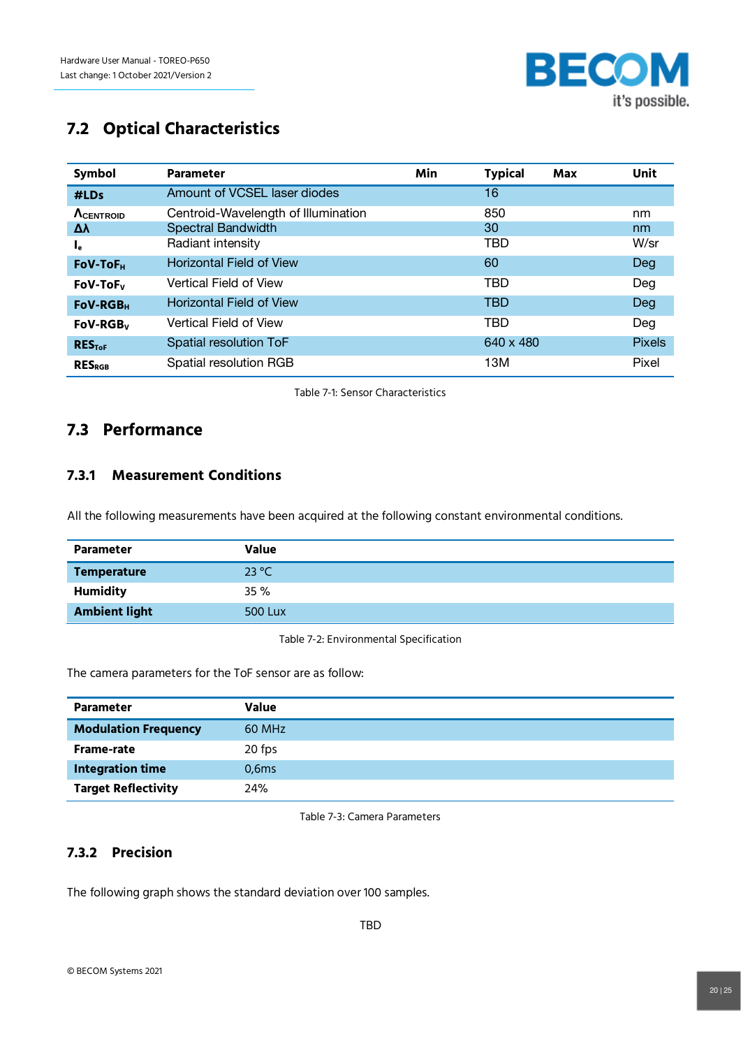## 7.2 Optical Characteristics

| Symbol | Parameter | Min | Typical | Max | Unit |
|---|---|---|---|---|---|
| #LDs | Amount of VCSEL laser diodes | | 16 | | |
| $\Lambda_{CENTROID}$ | Centroid-Wavelength of Illumination | | 850 | | nm |
| $\Delta\lambda$ | Spectral Bandwidth | | 30 | | nm |
| $I_e$ | Radiant intensity | | TBD | | W/sr |
| $FoV\text{-}ToF_H$ | Horizontal Field of View | | 60 | | Deg |
| $FoV\text{-}ToF_V$ | Vertical Field of View | | TBD | | Deg |
| $FoV\text{-}RGB_H$ | Horizontal Field of View | | TBD | | Deg |
| $FoV\text{-}RGB_V$ | Vertical Field of View | | TBD | | Deg |
| $RES_{ToF}$ | Spatial resolution ToF | | 640 x 480 | | Pixels |
| $RES_{RGB}$ | Spatial resolution RGB | | 13M | | Pixel |

Table 7-1: Sensor Characteristics

## 7.3 Performance

### 7.3.1 Measurement Conditions

All the following measurements have been acquired at the following constant environmental conditions.

| Parameter | Value |
|---|---|
| **Temperature** | 23 °C |
| **Humidity** | 35 % |
| **Ambient light** | 500 Lux |

Table 7-2: Environmental Specification

The camera parameters for the ToF sensor are as follow:

| Parameter | Value |
|---|---|
| **Modulation Frequency** | 60 MHz |
| **Frame-rate** | 20 fps |
| **Integration time** | 0,6ms |
| **Target Reflectivity** | 24% |

Table 7-3: Camera Parameters

### 7.3.2 Precision

The following graph shows the standard deviation over 100 samples.

TBD

© BECOM Systems 2021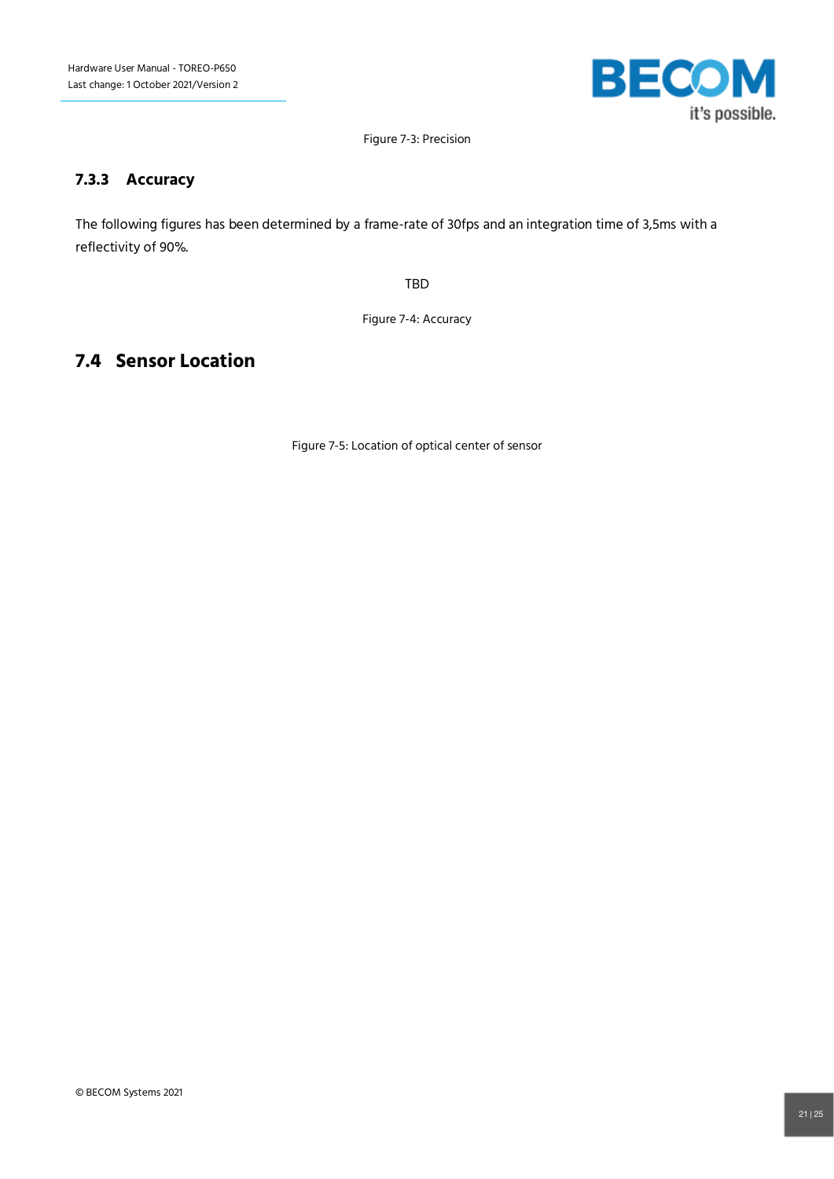Figure 7-3: Precision

### 7.3.3 Accuracy

The following figures has been determined by a frame-rate of 30fps and an integration time of 3,5ms with a reflectivity of 90%.

TBD

Figure 7-4: Accuracy

## 7.4 Sensor Location

Figure 7-5: Location of optical center of sensor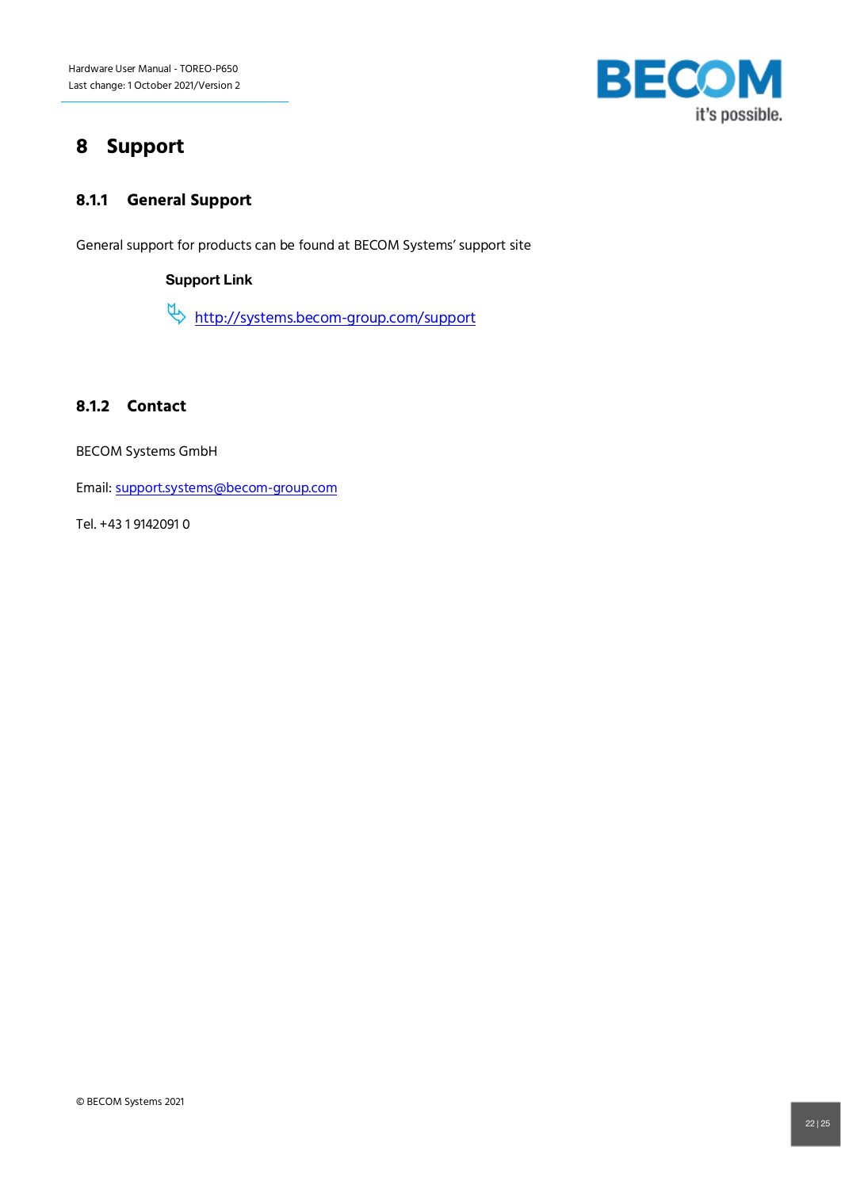# 8 Support

### 8.1.1 General Support

General support for products can be found at BECOM Systems' support site

**Support Link**

http://systems.becom-group.com/support

### 8.1.2 Contact

BECOM Systems GmbH

Email: support.systems@becom-group.com

Tel. +43 1 9142091 0

© BECOM Systems 2021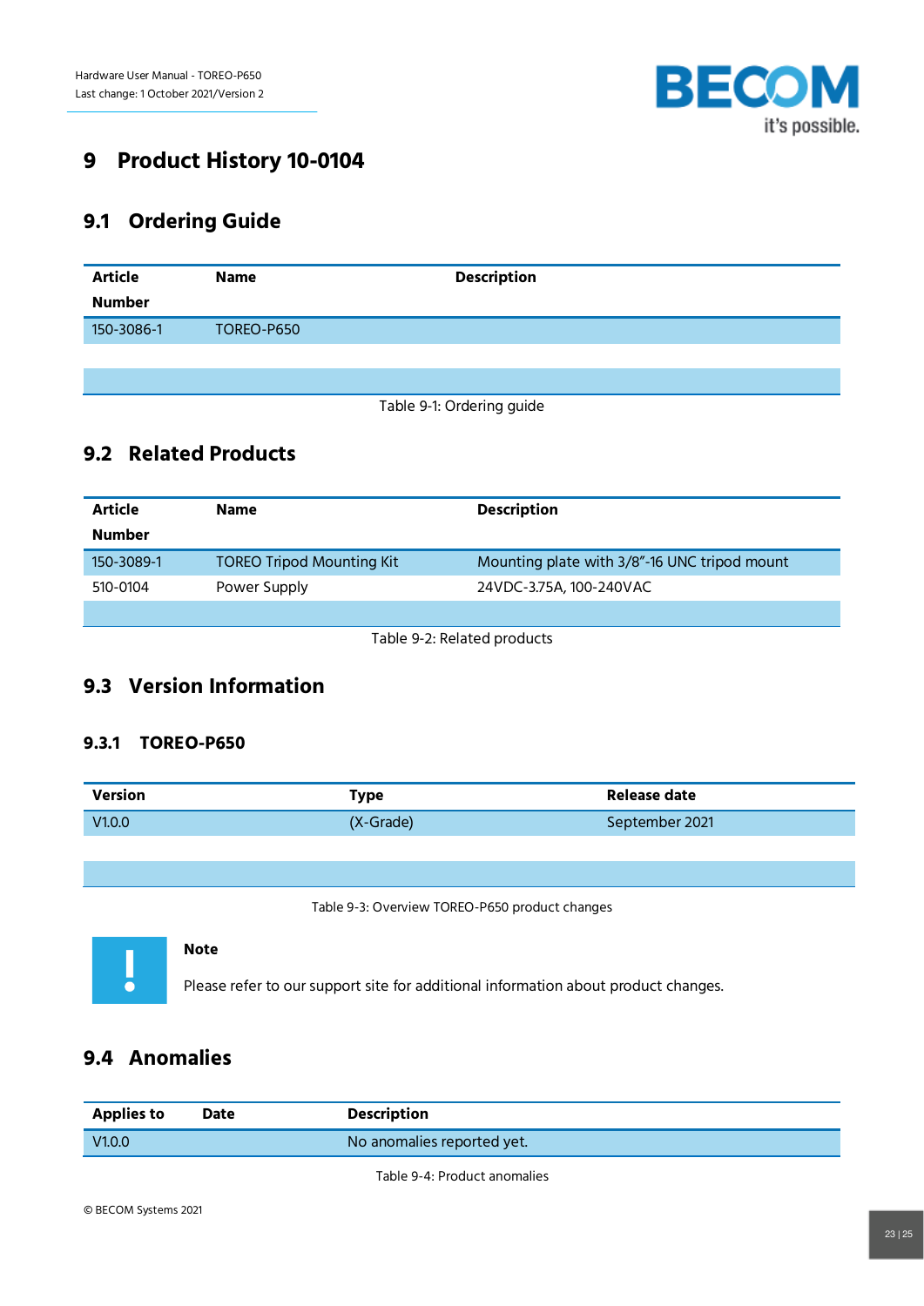# 9 Product History 10-0104

## 9.1 Ordering Guide

| Article Number | Name | Description |
|---|---|---|
| 150-3086-1 | TOREO-P650 | |
| | | |

Table 9-1: Ordering guide

## 9.2 Related Products

| Article Number | Name | Description |
|---|---|---|
| 150-3089-1 | TOREO Tripod Mounting Kit | Mounting plate with 3/8"-16 UNC tripod mount |
| 510-0104 | Power Supply | 24VDC-3.75A, 100-240VAC |
| | | |

Table 9-2: Related products

## 9.3 Version Information

### 9.3.1 TOREO-P650

| Version | Type | Release date |
|---|---|---|
| V1.0.0 | (X-Grade) | September 2021 |
| | | |

Table 9-3: Overview TOREO-P650 product changes

**Note**

Please refer to our support site for additional information about product changes.

## 9.4 Anomalies

| Applies to | Date | Description |
|---|---|---|
| V1.0.0 | | No anomalies reported yet. |

Table 9-4: Product anomalies

© BECOM Systems 2021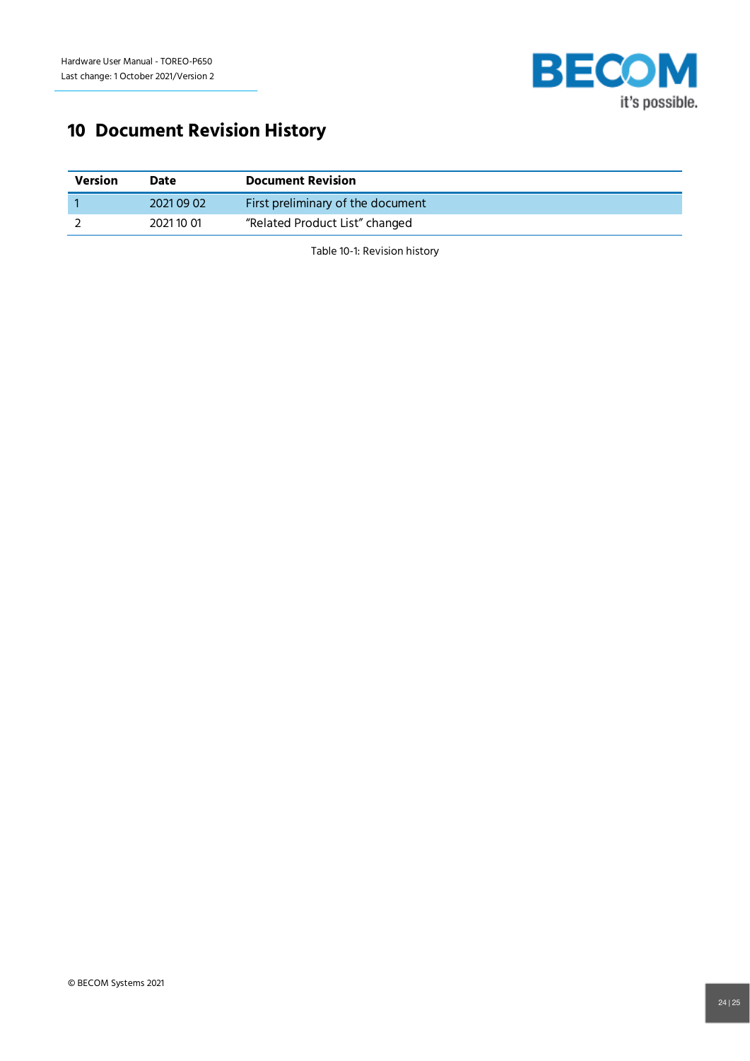# 10 Document Revision History

| Version | Date | Document Revision |
|---|---|---|
| 1 | 2021 09 02 | First preliminary of the document |
| 2 | 2021 10 01 | "Related Product List" changed |

Table 10-1: Revision history

© BECOM Systems 2021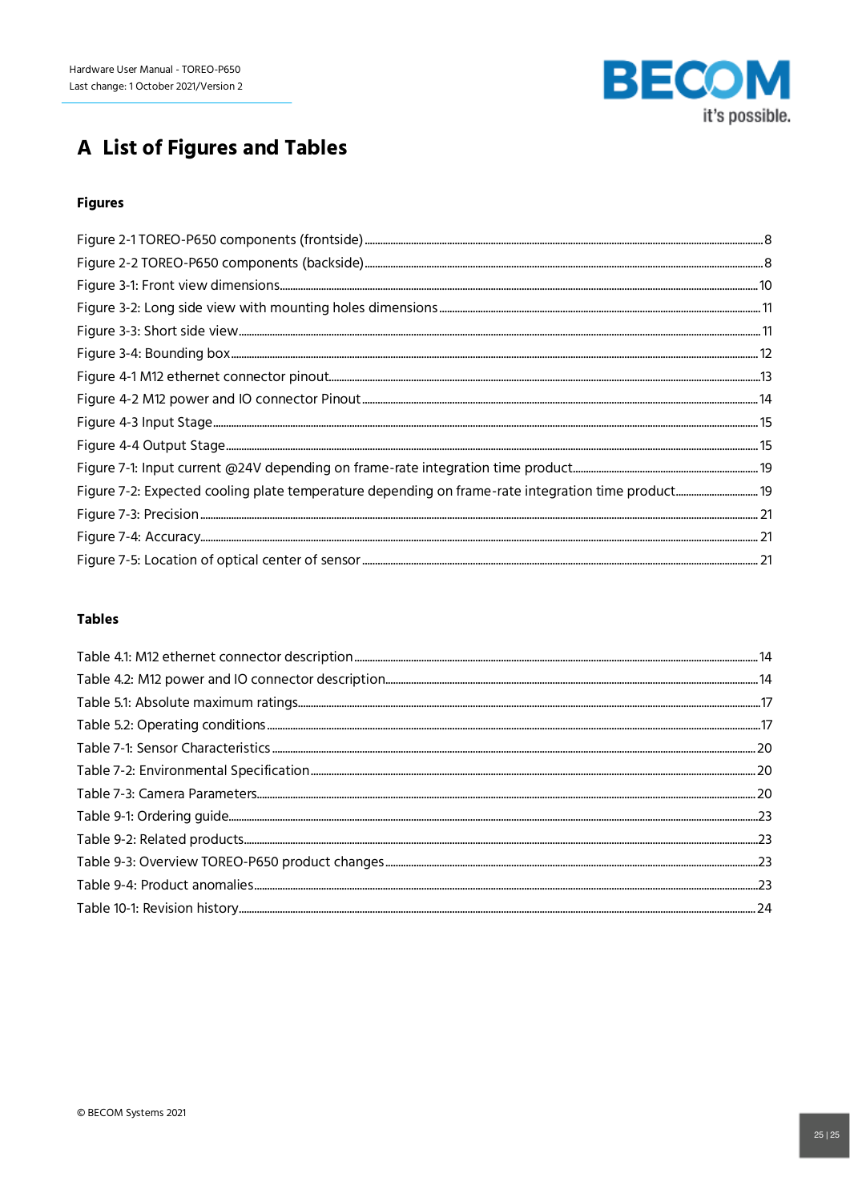# A List of Figures and Tables

### Figures

Figure 2-1 TOREO-P650 components (frontside) ........ 8
Figure 2-2 TOREO-P650 components (backside) ........ 8
Figure 3-1: Front view dimensions........ 10
Figure 3-2: Long side view with mounting holes dimensions ........ 11
Figure 3-3: Short side view........ 11
Figure 3-4: Bounding box........ 12
Figure 4-1 M12 ethernet connector pinout........ 13
Figure 4-2 M12 power and IO connector Pinout ........ 14
Figure 4-3 Input Stage........ 15
Figure 4-4 Output Stage........ 15
Figure 7-1: Input current @24V depending on frame-rate integration time product........ 19
Figure 7-2: Expected cooling plate temperature depending on frame-rate integration time product........ 19
Figure 7-3: Precision ........ 21
Figure 7-4: Accuracy........ 21
Figure 7-5: Location of optical center of sensor ........ 21

### Tables

Table 4.1: M12 ethernet connector description ........ 14
Table 4.2: M12 power and IO connector description........ 14
Table 5.1: Absolute maximum ratings........ 17
Table 5.2: Operating conditions ........ 17
Table 7-1: Sensor Characteristics ........ 20
Table 7-2: Environmental Specification........ 20
Table 7-3: Camera Parameters........ 20
Table 9-1: Ordering guide........ 23
Table 9-2: Related products........ 23
Table 9-3: Overview TOREO-P650 product changes ........ 23
Table 9-4: Product anomalies........ 23
Table 10-1: Revision history........ 24

© BECOM Systems 2021